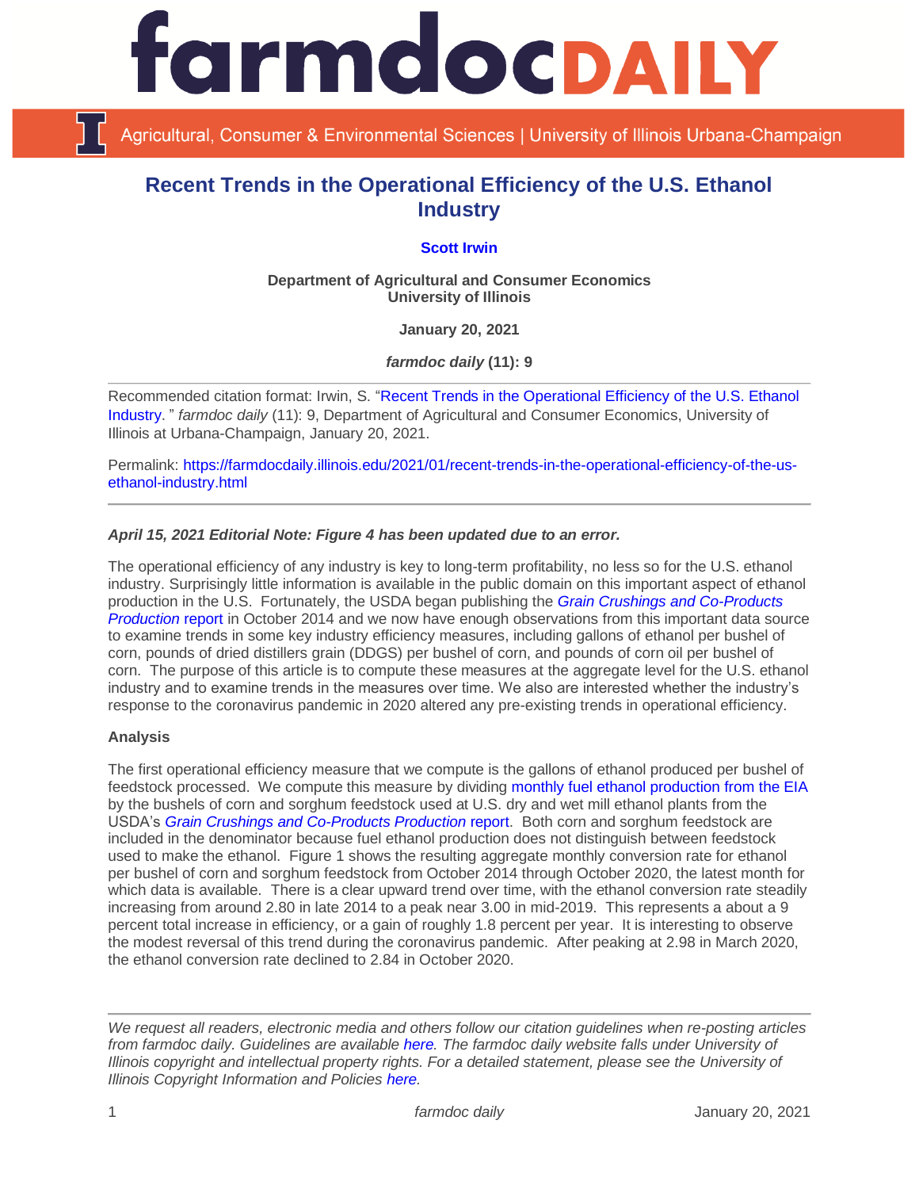# farmdoc DAILY

Agricultural, Consumer & Environmental Sciences | University of Illinois Urbana-Champaign

## Recent Trends in the Operational Efficiency of the U.S. Ethanol Industry

**Scott Irwin**

**Department of Agricultural and Consumer Economics**
**University of Illinois**

**January 20, 2021**

***farmdoc daily* (11): 9**

Recommended citation format: Irwin, S. "Recent Trends in the Operational Efficiency of the U.S. Ethanol Industry." *farmdoc daily* (11): 9, Department of Agricultural and Consumer Economics, University of Illinois at Urbana-Champaign, January 20, 2021.

Permalink: https://farmdocdaily.illinois.edu/2021/01/recent-trends-in-the-operational-efficiency-of-the-us-ethanol-industry.html

***April 15, 2021 Editorial Note: Figure 4 has been updated due to an error.***

The operational efficiency of any industry is key to long-term profitability, no less so for the U.S. ethanol industry. Surprisingly little information is available in the public domain on this important aspect of ethanol production in the U.S. Fortunately, the USDA began publishing the *Grain Crushings and Co-Products Production* report in October 2014 and we now have enough observations from this important data source to examine trends in some key industry efficiency measures, including gallons of ethanol per bushel of corn, pounds of dried distillers grain (DDGS) per bushel of corn, and pounds of corn oil per bushel of corn. The purpose of this article is to compute these measures at the aggregate level for the U.S. ethanol industry and to examine trends in the measures over time. We also are interested whether the industry's response to the coronavirus pandemic in 2020 altered any pre-existing trends in operational efficiency.

**Analysis**

The first operational efficiency measure that we compute is the gallons of ethanol produced per bushel of feedstock processed. We compute this measure by dividing monthly fuel ethanol production from the EIA by the bushels of corn and sorghum feedstock used at U.S. dry and wet mill ethanol plants from the USDA's *Grain Crushings and Co-Products Production* report. Both corn and sorghum feedstock are included in the denominator because fuel ethanol production does not distinguish between feedstock used to make the ethanol. Figure 1 shows the resulting aggregate monthly conversion rate for ethanol per bushel of corn and sorghum feedstock from October 2014 through October 2020, the latest month for which data is available. There is a clear upward trend over time, with the ethanol conversion rate steadily increasing from around 2.80 in late 2014 to a peak near 3.00 in mid-2019. This represents a about a 9 percent total increase in efficiency, or a gain of roughly 1.8 percent per year. It is interesting to observe the modest reversal of this trend during the coronavirus pandemic. After peaking at 2.98 in March 2020, the ethanol conversion rate declined to 2.84 in October 2020.

*We request all readers, electronic media and others follow our citation guidelines when re-posting articles from farmdoc daily. Guidelines are available here. The farmdoc daily website falls under University of Illinois copyright and intellectual property rights. For a detailed statement, please see the University of Illinois Copyright Information and Policies here.*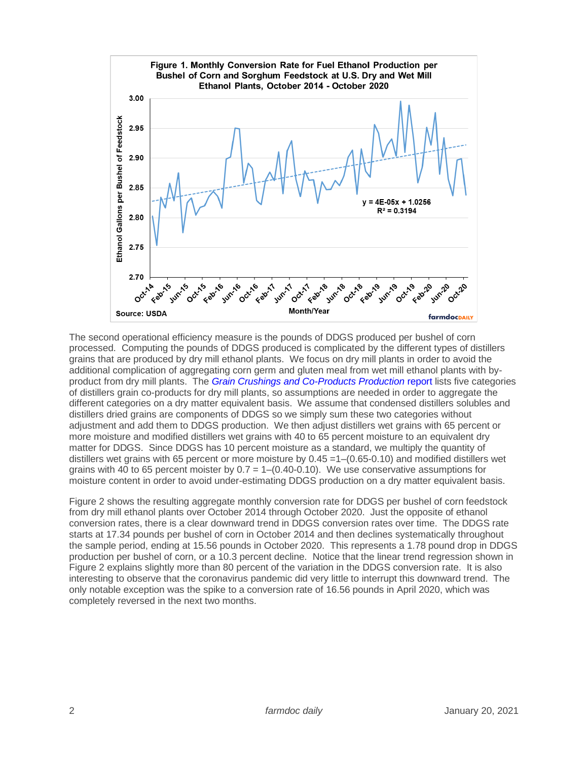Figure 1. Monthly Conversion Rate for Fuel Ethanol Production per Bushel of Corn and Sorghum Feedstock at U.S. Dry and Wet Mill Ethanol Plants, October 2014 - October 2020

Source: USDA

The second operational efficiency measure is the pounds of DDGS produced per bushel of corn processed. Computing the pounds of DDGS produced is complicated by the different types of distillers grains that are produced by dry mill ethanol plants. We focus on dry mill plants in order to avoid the additional complication of aggregating corn germ and gluten meal from wet mill ethanol plants with by-product from dry mill plants. The *Grain Crushings and Co-Products Production* report lists five categories of distillers grain co-products for dry mill plants, so assumptions are needed in order to aggregate the different categories on a dry matter equivalent basis. We assume that condensed distillers solubles and distillers dried grains are components of DDGS so we simply sum these two categories without adjustment and add them to DDGS production. We then adjust distillers wet grains with 65 percent or more moisture and modified distillers wet grains with 40 to 65 percent moisture to an equivalent dry matter for DDGS. Since DDGS has 10 percent moisture as a standard, we multiply the quantity of distillers wet grains with 65 percent or more moisture by 0.45 =1–(0.65-0.10) and modified distillers wet grains with 40 to 65 percent moister by 0.7 = 1–(0.40-0.10). We use conservative assumptions for moisture content in order to avoid under-estimating DDGS production on a dry matter equivalent basis.

Figure 2 shows the resulting aggregate monthly conversion rate for DDGS per bushel of corn feedstock from dry mill ethanol plants over October 2014 through October 2020. Just the opposite of ethanol conversion rates, there is a clear downward trend in DDGS conversion rates over time. The DDGS rate starts at 17.34 pounds per bushel of corn in October 2014 and then declines systematically throughout the sample period, ending at 15.56 pounds in October 2020. This represents a 1.78 pound drop in DDGS production per bushel of corn, or a 10.3 percent decline. Notice that the linear trend regression shown in Figure 2 explains slightly more than 80 percent of the variation in the DDGS conversion rate. It is also interesting to observe that the coronavirus pandemic did very little to interrupt this downward trend. The only notable exception was the spike to a conversion rate of 16.56 pounds in April 2020, which was completely reversed in the next two months.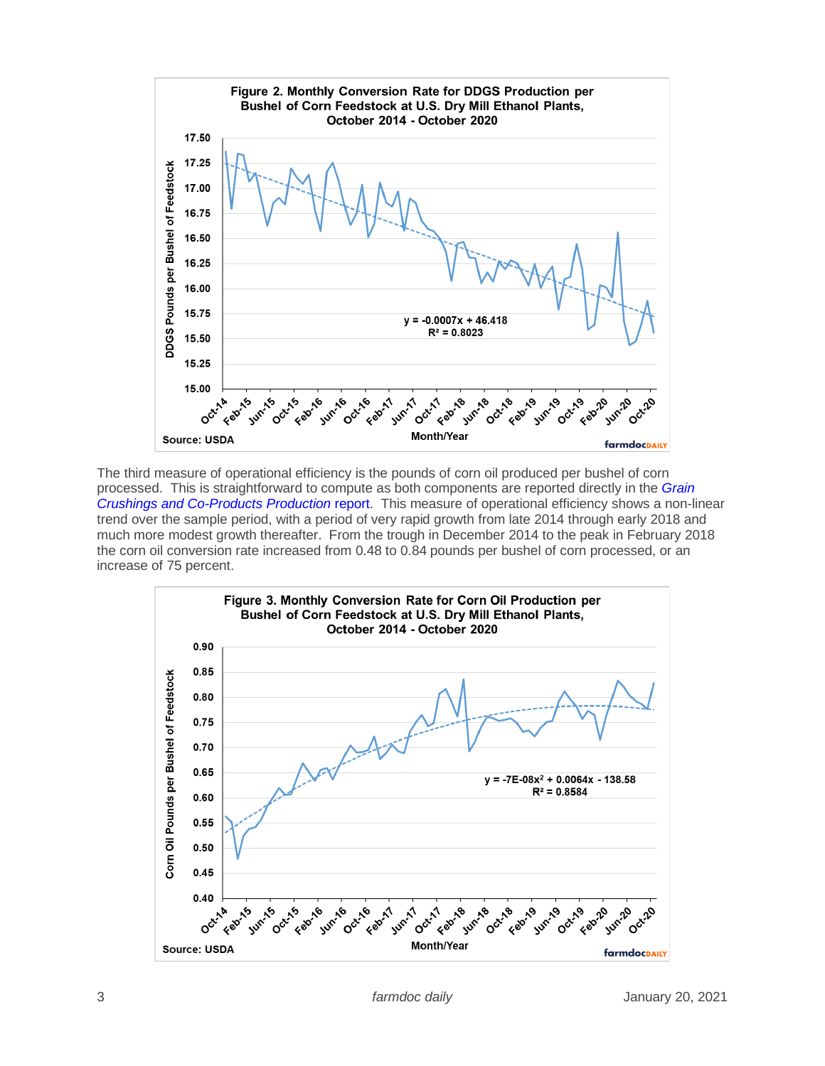**Figure 2. Monthly Conversion Rate for DDGS Production per Bushel of Corn Feedstock at U.S. Dry Mill Ethanol Plants, October 2014 - October 2020**

Source: USDA

The third measure of operational efficiency is the pounds of corn oil produced per bushel of corn processed. This is straightforward to compute as both components are reported directly in the *Grain Crushings and Co-Products Production* report. This measure of operational efficiency shows a non-linear trend over the sample period, with a period of very rapid growth from late 2014 through early 2018 and much more modest growth thereafter. From the trough in December 2014 to the peak in February 2018 the corn oil conversion rate increased from 0.48 to 0.84 pounds per bushel of corn processed, or an increase of 75 percent.

**Figure 3. Monthly Conversion Rate for Corn Oil Production per Bushel of Corn Feedstock at U.S. Dry Mill Ethanol Plants, October 2014 - October 2020**

Source: USDA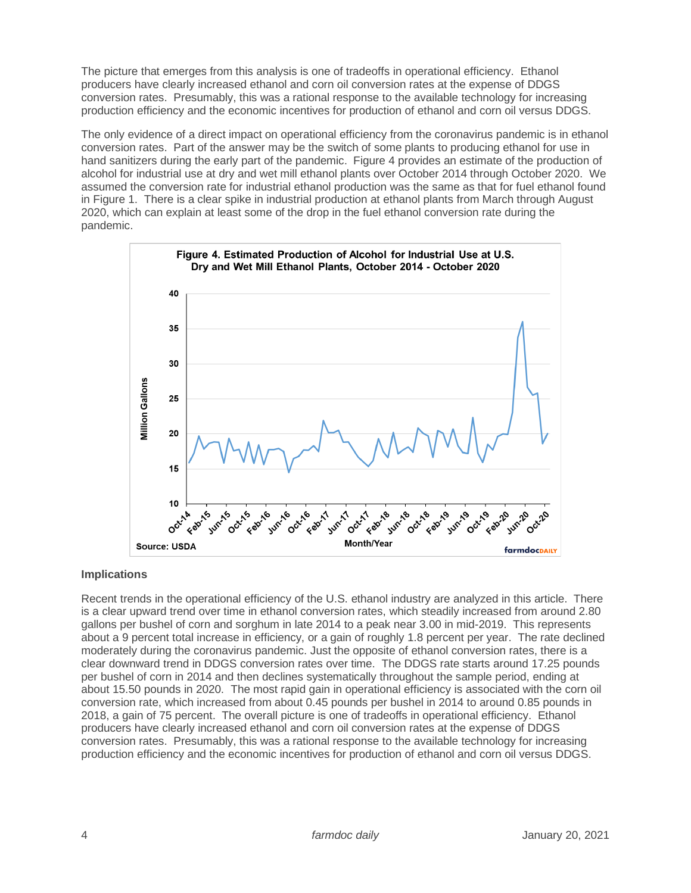The picture that emerges from this analysis is one of tradeoffs in operational efficiency. Ethanol producers have clearly increased ethanol and corn oil conversion rates at the expense of DDGS conversion rates. Presumably, this was a rational response to the available technology for increasing production efficiency and the economic incentives for production of ethanol and corn oil versus DDGS.

The only evidence of a direct impact on operational efficiency from the coronavirus pandemic is in ethanol conversion rates. Part of the answer may be the switch of some plants to producing ethanol for use in hand sanitizers during the early part of the pandemic. Figure 4 provides an estimate of the production of alcohol for industrial use at dry and wet mill ethanol plants over October 2014 through October 2020. We assumed the conversion rate for industrial ethanol production was the same as that for fuel ethanol found in Figure 1. There is a clear spike in industrial production at ethanol plants from March through August 2020, which can explain at least some of the drop in the fuel ethanol conversion rate during the pandemic.

**Figure 4. Estimated Production of Alcohol for Industrial Use at U.S. Dry and Wet Mill Ethanol Plants, October 2014 - October 2020**

Source: USDA

## Implications

Recent trends in the operational efficiency of the U.S. ethanol industry are analyzed in this article. There is a clear upward trend over time in ethanol conversion rates, which steadily increased from around 2.80 gallons per bushel of corn and sorghum in late 2014 to a peak near 3.00 in mid-2019. This represents about a 9 percent total increase in efficiency, or a gain of roughly 1.8 percent per year. The rate declined moderately during the coronavirus pandemic. Just the opposite of ethanol conversion rates, there is a clear downward trend in DDGS conversion rates over time. The DDGS rate starts around 17.25 pounds per bushel of corn in 2014 and then declines systematically throughout the sample period, ending at about 15.50 pounds in 2020. The most rapid gain in operational efficiency is associated with the corn oil conversion rate, which increased from about 0.45 pounds per bushel in 2014 to around 0.85 pounds in 2018, a gain of 75 percent. The overall picture is one of tradeoffs in operational efficiency. Ethanol producers have clearly increased ethanol and corn oil conversion rates at the expense of DDGS conversion rates. Presumably, this was a rational response to the available technology for increasing production efficiency and the economic incentives for production of ethanol and corn oil versus DDGS.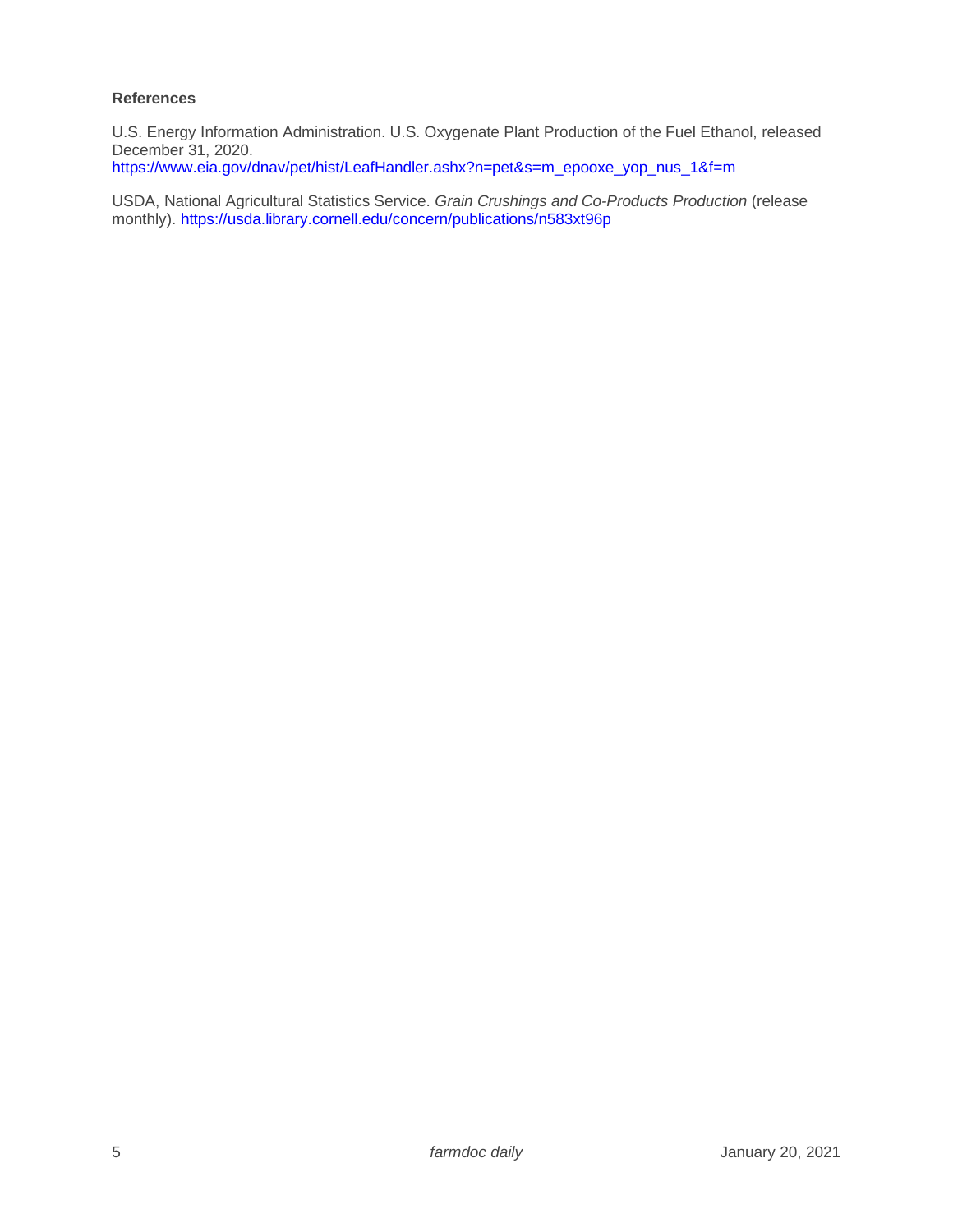**References**

U.S. Energy Information Administration. U.S. Oxygenate Plant Production of the Fuel Ethanol, released December 31, 2020.
https://www.eia.gov/dnav/pet/hist/LeafHandler.ashx?n=pet&s=m_epooxe_yop_nus_1&f=m

USDA, National Agricultural Statistics Service. *Grain Crushings and Co-Products Production* (release monthly). https://usda.library.cornell.edu/concern/publications/n583xt96p